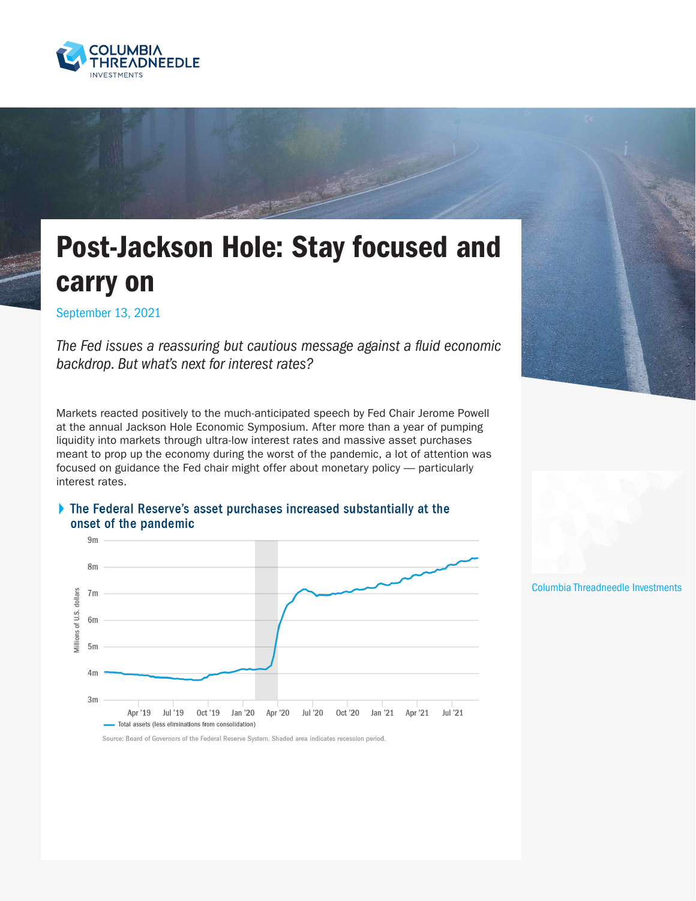# Post-Jackson Hole: Stay focused and carry on

September 13, 2021

*The Fed issues a reassuring but cautious message against a fluid economic backdrop. But what's next for interest rates?*

Markets reacted positively to the much-anticipated speech by Fed Chair Jerome Powell at the annual Jackson Hole Economic Symposium. After more than a year of pumping liquidity into markets through ultra-low interest rates and massive asset purchases meant to prop up the economy during the worst of the pandemic, a lot of attention was focused on guidance the Fed chair might offer about monetary policy — particularly interest rates.

**The Federal Reserve's asset purchases increased substantially at the onset of the pandemic**

Millions of U.S. dollars

9m
8m
7m
6m
5m
4m
3m

Apr '19 Jul '19 Oct '19 Jan '20 Apr '20 Jul '20 Oct '20 Jan '21 Apr '21 Jul '21

Total assets (less eliminations from consolidation)

Source: Board of Governors of the Federal Reserve System. Shaded area indicates recession period.

Columbia Threadneedle Investments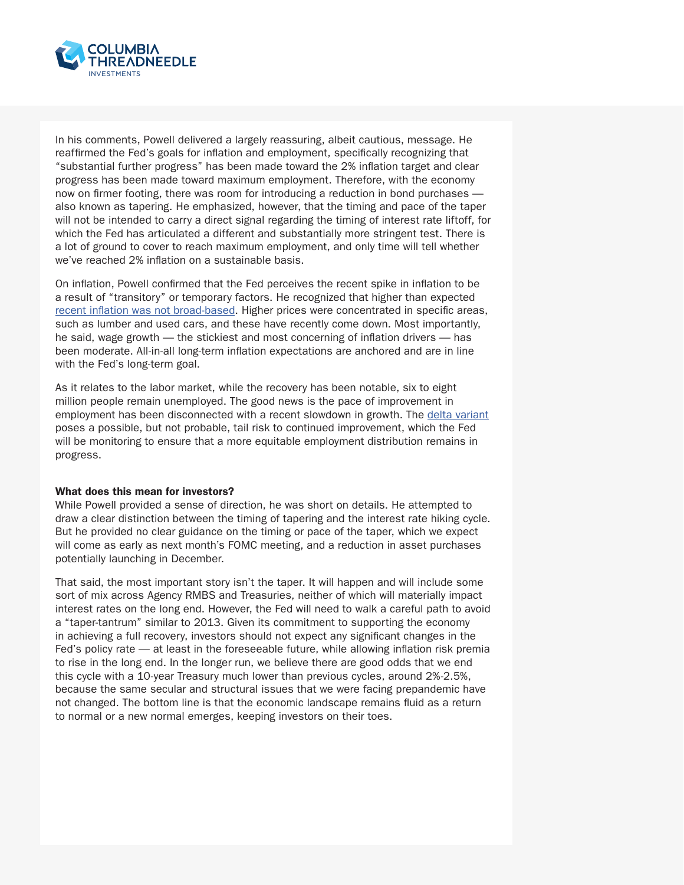In his comments, Powell delivered a largely reassuring, albeit cautious, message. He reaffirmed the Fed's goals for inflation and employment, specifically recognizing that "substantial further progress" has been made toward the 2% inflation target and clear progress has been made toward maximum employment. Therefore, with the economy now on firmer footing, there was room for introducing a reduction in bond purchases — also known as tapering. He emphasized, however, that the timing and pace of the taper will not be intended to carry a direct signal regarding the timing of interest rate liftoff, for which the Fed has articulated a different and substantially more stringent test. There is a lot of ground to cover to reach maximum employment, and only time will tell whether we've reached 2% inflation on a sustainable basis.

On inflation, Powell confirmed that the Fed perceives the recent spike in inflation to be a result of "transitory" or temporary factors. He recognized that higher than expected recent inflation was not broad-based. Higher prices were concentrated in specific areas, such as lumber and used cars, and these have recently come down. Most importantly, he said, wage growth — the stickiest and most concerning of inflation drivers — has been moderate. All-in-all long-term inflation expectations are anchored and are in line with the Fed's long-term goal.

As it relates to the labor market, while the recovery has been notable, six to eight million people remain unemployed. The good news is the pace of improvement in employment has been disconnected with a recent slowdown in growth. The delta variant poses a possible, but not probable, tail risk to continued improvement, which the Fed will be monitoring to ensure that a more equitable employment distribution remains in progress.

**What does this mean for investors?**

While Powell provided a sense of direction, he was short on details. He attempted to draw a clear distinction between the timing of tapering and the interest rate hiking cycle. But he provided no clear guidance on the timing or pace of the taper, which we expect will come as early as next month's FOMC meeting, and a reduction in asset purchases potentially launching in December.

That said, the most important story isn't the taper. It will happen and will include some sort of mix across Agency RMBS and Treasuries, neither of which will materially impact interest rates on the long end. However, the Fed will need to walk a careful path to avoid a "taper-tantrum" similar to 2013. Given its commitment to supporting the economy in achieving a full recovery, investors should not expect any significant changes in the Fed's policy rate — at least in the foreseeable future, while allowing inflation risk premia to rise in the long end. In the longer run, we believe there are good odds that we end this cycle with a 10-year Treasury much lower than previous cycles, around 2%-2.5%, because the same secular and structural issues that we were facing prepandemic have not changed. The bottom line is that the economic landscape remains fluid as a return to normal or a new normal emerges, keeping investors on their toes.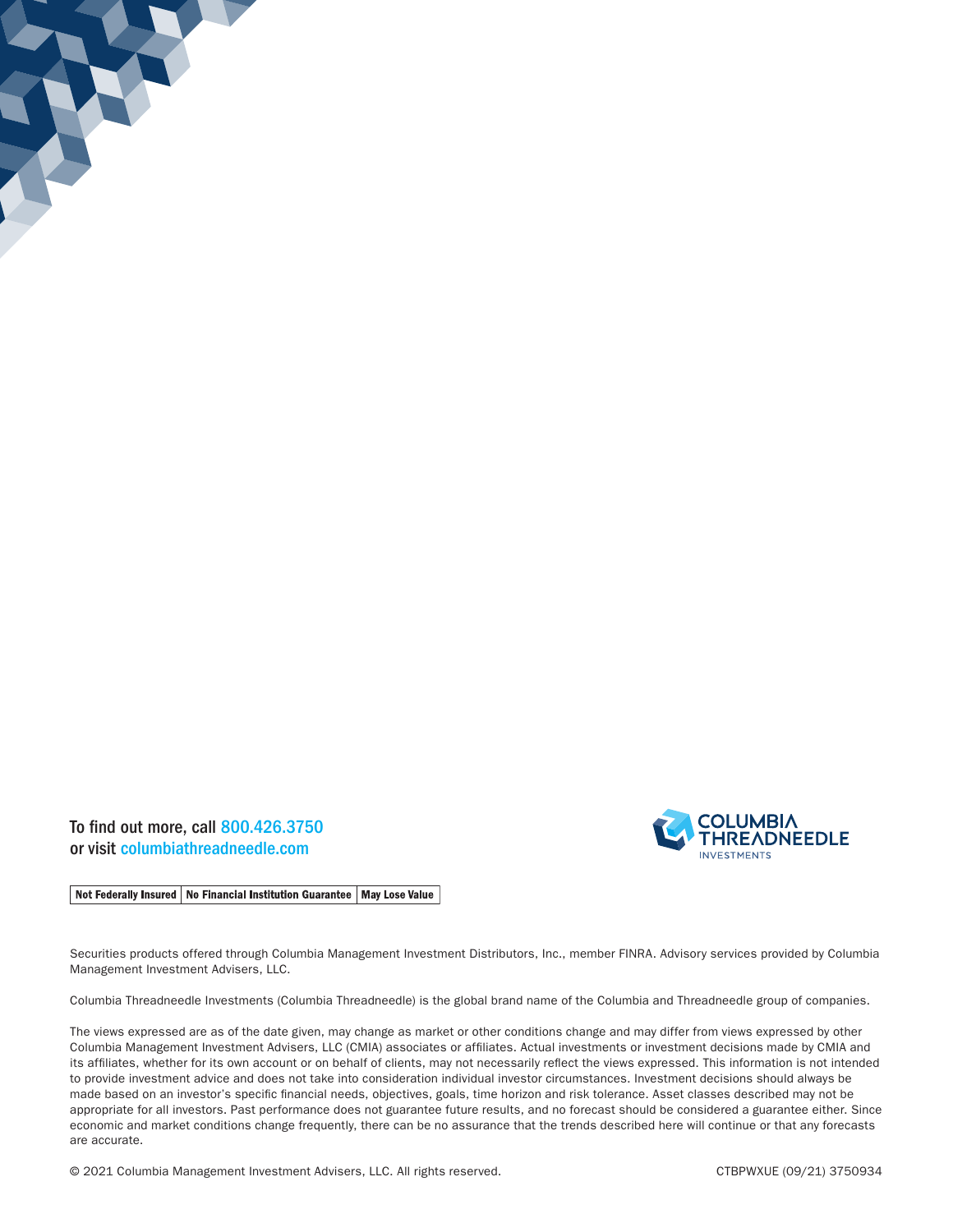To find out more, call 800.426.3750
or visit columbiathreadneedle.com

COLUMBIA THREADNEEDLE INVESTMENTS

| Not Federally Insured | No Financial Institution Guarantee | May Lose Value |
|---|---|---|

Securities products offered through Columbia Management Investment Distributors, Inc., member FINRA. Advisory services provided by Columbia Management Investment Advisers, LLC.

Columbia Threadneedle Investments (Columbia Threadneedle) is the global brand name of the Columbia and Threadneedle group of companies.

The views expressed are as of the date given, may change as market or other conditions change and may differ from views expressed by other Columbia Management Investment Advisers, LLC (CMIA) associates or affiliates. Actual investments or investment decisions made by CMIA and its affiliates, whether for its own account or on behalf of clients, may not necessarily reflect the views expressed. This information is not intended to provide investment advice and does not take into consideration individual investor circumstances. Investment decisions should always be made based on an investor's specific financial needs, objectives, goals, time horizon and risk tolerance. Asset classes described may not be appropriate for all investors. Past performance does not guarantee future results, and no forecast should be considered a guarantee either. Since economic and market conditions change frequently, there can be no assurance that the trends described here will continue or that any forecasts are accurate.

© 2021 Columbia Management Investment Advisers, LLC. All rights reserved.

CTBPWXUE (09/21) 3750934